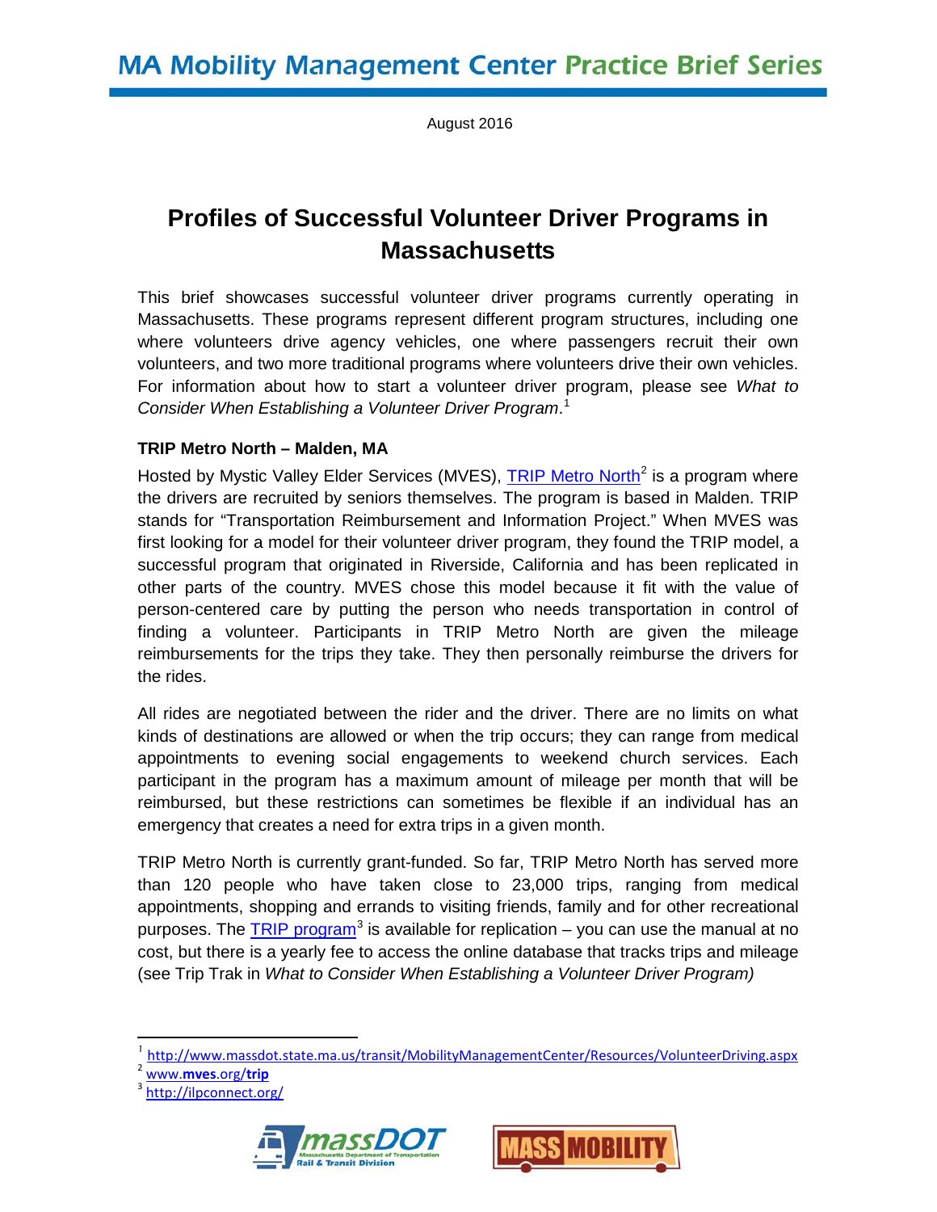# MA Mobility Management Center Practice Brief Series

August 2016

## Profiles of Successful Volunteer Driver Programs in Massachusetts

This brief showcases successful volunteer driver programs currently operating in Massachusetts. These programs represent different program structures, including one where volunteers drive agency vehicles, one where passengers recruit their own volunteers, and two more traditional programs where volunteers drive their own vehicles. For information about how to start a volunteer driver program, please see *What to Consider When Establishing a Volunteer Driver Program*.[1]

**TRIP Metro North – Malden, MA**

Hosted by Mystic Valley Elder Services (MVES), TRIP Metro North[2] is a program where the drivers are recruited by seniors themselves. The program is based in Malden. TRIP stands for "Transportation Reimbursement and Information Project." When MVES was first looking for a model for their volunteer driver program, they found the TRIP model, a successful program that originated in Riverside, California and has been replicated in other parts of the country. MVES chose this model because it fit with the value of person-centered care by putting the person who needs transportation in control of finding a volunteer. Participants in TRIP Metro North are given the mileage reimbursements for the trips they take. They then personally reimburse the drivers for the rides.

All rides are negotiated between the rider and the driver. There are no limits on what kinds of destinations are allowed or when the trip occurs; they can range from medical appointments to evening social engagements to weekend church services. Each participant in the program has a maximum amount of mileage per month that will be reimbursed, but these restrictions can sometimes be flexible if an individual has an emergency that creates a need for extra trips in a given month.

TRIP Metro North is currently grant-funded. So far, TRIP Metro North has served more than 120 people who have taken close to 23,000 trips, ranging from medical appointments, shopping and errands to visiting friends, family and for other recreational purposes. The TRIP program[3] is available for replication – you can use the manual at no cost, but there is a yearly fee to access the online database that tracks trips and mileage (see Trip Trak in *What to Consider When Establishing a Volunteer Driver Program)*

---

[1] http://www.massdot.state.ma.us/transit/MobilityManagementCenter/Resources/VolunteerDriving.aspx

[2] www.mves.org/trip

[3] http://ilpconnect.org/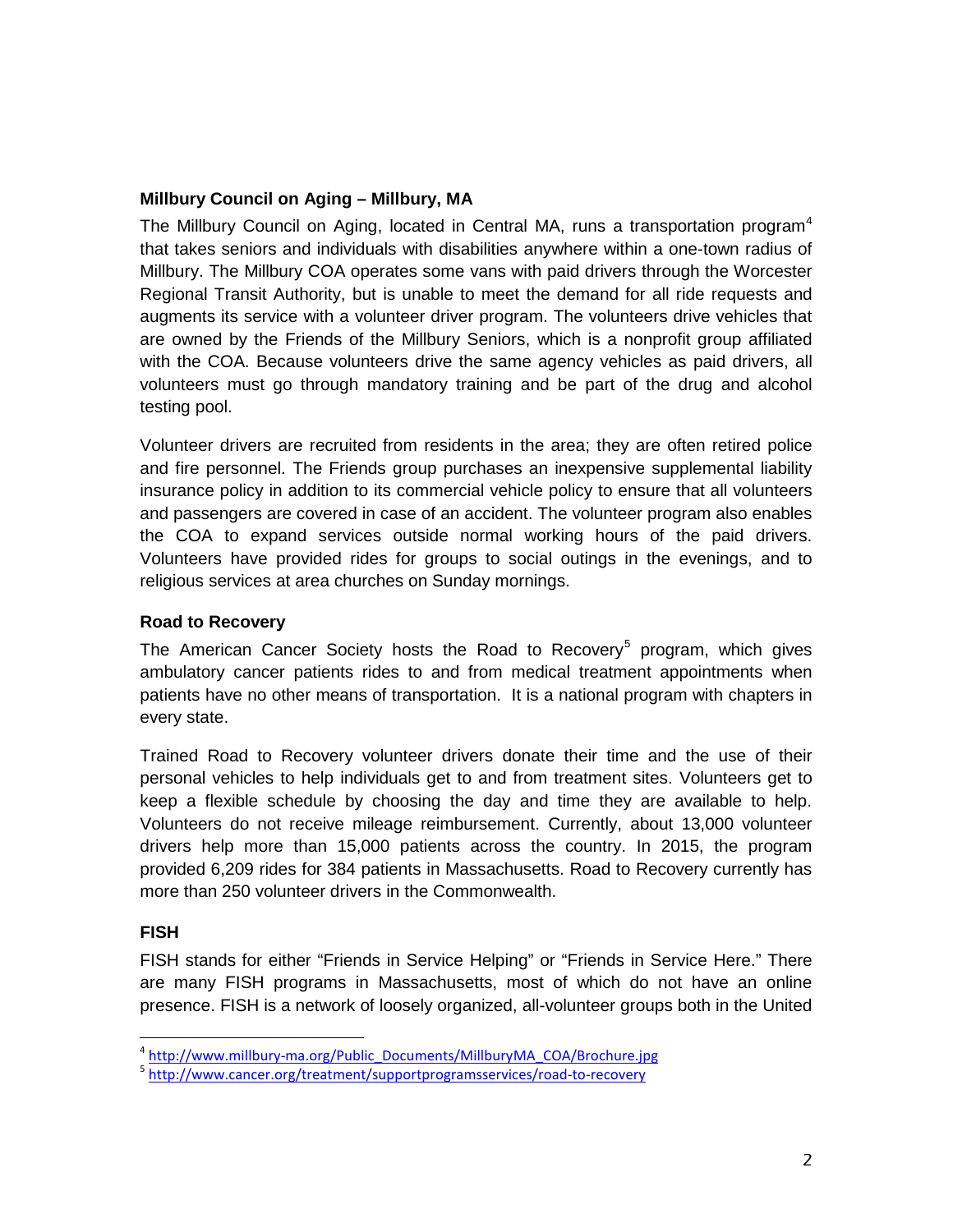### Millbury Council on Aging – Millbury, MA

The Millbury Council on Aging, located in Central MA, runs a transportation program[4] that takes seniors and individuals with disabilities anywhere within a one-town radius of Millbury. The Millbury COA operates some vans with paid drivers through the Worcester Regional Transit Authority, but is unable to meet the demand for all ride requests and augments its service with a volunteer driver program. The volunteers drive vehicles that are owned by the Friends of the Millbury Seniors, which is a nonprofit group affiliated with the COA. Because volunteers drive the same agency vehicles as paid drivers, all volunteers must go through mandatory training and be part of the drug and alcohol testing pool.

Volunteer drivers are recruited from residents in the area; they are often retired police and fire personnel. The Friends group purchases an inexpensive supplemental liability insurance policy in addition to its commercial vehicle policy to ensure that all volunteers and passengers are covered in case of an accident. The volunteer program also enables the COA to expand services outside normal working hours of the paid drivers. Volunteers have provided rides for groups to social outings in the evenings, and to religious services at area churches on Sunday mornings.

### Road to Recovery

The American Cancer Society hosts the Road to Recovery[5] program, which gives ambulatory cancer patients rides to and from medical treatment appointments when patients have no other means of transportation. It is a national program with chapters in every state.

Trained Road to Recovery volunteer drivers donate their time and the use of their personal vehicles to help individuals get to and from treatment sites. Volunteers get to keep a flexible schedule by choosing the day and time they are available to help. Volunteers do not receive mileage reimbursement. Currently, about 13,000 volunteer drivers help more than 15,000 patients across the country. In 2015, the program provided 6,209 rides for 384 patients in Massachusetts. Road to Recovery currently has more than 250 volunteer drivers in the Commonwealth.

### FISH

FISH stands for either "Friends in Service Helping" or "Friends in Service Here." There are many FISH programs in Massachusetts, most of which do not have an online presence. FISH is a network of loosely organized, all-volunteer groups both in the United

---

[4] http://www.millbury-ma.org/Public_Documents/MillburyMA_COA/Brochure.jpg

[5] http://www.cancer.org/treatment/supportprogramsservices/road-to-recovery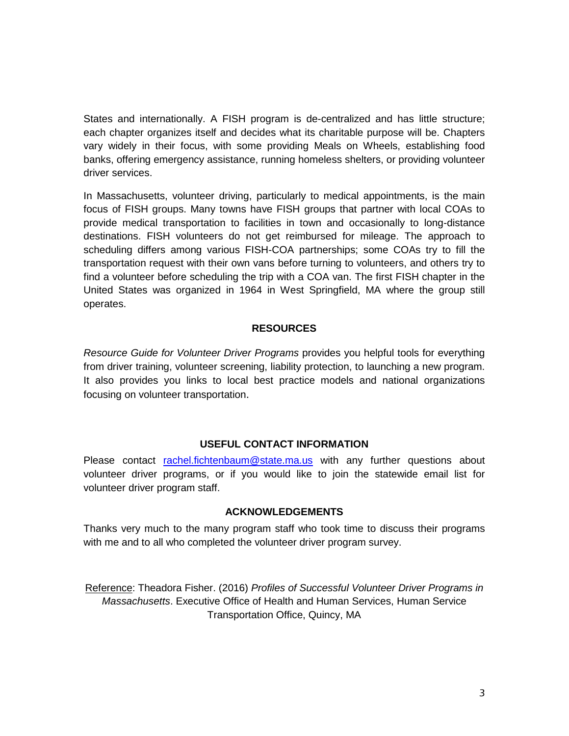States and internationally. A FISH program is de-centralized and has little structure; each chapter organizes itself and decides what its charitable purpose will be. Chapters vary widely in their focus, with some providing Meals on Wheels, establishing food banks, offering emergency assistance, running homeless shelters, or providing volunteer driver services.

In Massachusetts, volunteer driving, particularly to medical appointments, is the main focus of FISH groups. Many towns have FISH groups that partner with local COAs to provide medical transportation to facilities in town and occasionally to long-distance destinations. FISH volunteers do not get reimbursed for mileage. The approach to scheduling differs among various FISH-COA partnerships; some COAs try to fill the transportation request with their own vans before turning to volunteers, and others try to find a volunteer before scheduling the trip with a COA van. The first FISH chapter in the United States was organized in 1964 in West Springfield, MA where the group still operates.

## RESOURCES

*Resource Guide for Volunteer Driver Programs* provides you helpful tools for everything from driver training, volunteer screening, liability protection, to launching a new program. It also provides you links to local best practice models and national organizations focusing on volunteer transportation.

## USEFUL CONTACT INFORMATION

Please contact [rachel.fichtenbaum@state.ma.us](mailto:rachel.fichtenbaum@state.ma.us) with any further questions about volunteer driver programs, or if you would like to join the statewide email list for volunteer driver program staff.

## ACKNOWLEDGEMENTS

Thanks very much to the many program staff who took time to discuss their programs with me and to all who completed the volunteer driver program survey.

Reference: Theadora Fisher. (2016) *Profiles of Successful Volunteer Driver Programs in Massachusetts*. Executive Office of Health and Human Services, Human Service Transportation Office, Quincy, MA